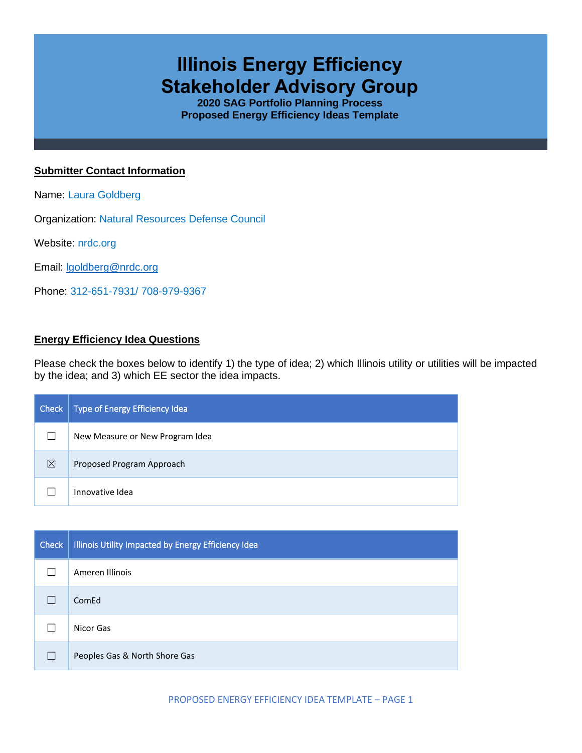# Illinois Energy Efficiency Stakeholder Advisory Group

**2020 SAG Portfolio Planning Process**
**Proposed Energy Efficiency Ideas Template**

## Submitter Contact Information

Name: Laura Goldberg

Organization: Natural Resources Defense Council

Website: nrdc.org

Email: lgoldberg@nrdc.org

Phone: 312-651-7931/ 708-979-9367

## Energy Efficiency Idea Questions

Please check the boxes below to identify 1) the type of idea; 2) which Illinois utility or utilities will be impacted by the idea; and 3) which EE sector the idea impacts.

| Check | Type of Energy Efficiency Idea |
|---|---|
| ☐ | New Measure or New Program Idea |
| ☒ | Proposed Program Approach |
| ☐ | Innovative Idea |

| Check | Illinois Utility Impacted by Energy Efficiency Idea |
|---|---|
| ☐ | Ameren Illinois |
| ☐ | ComEd |
| ☐ | Nicor Gas |
| ☐ | Peoples Gas & North Shore Gas |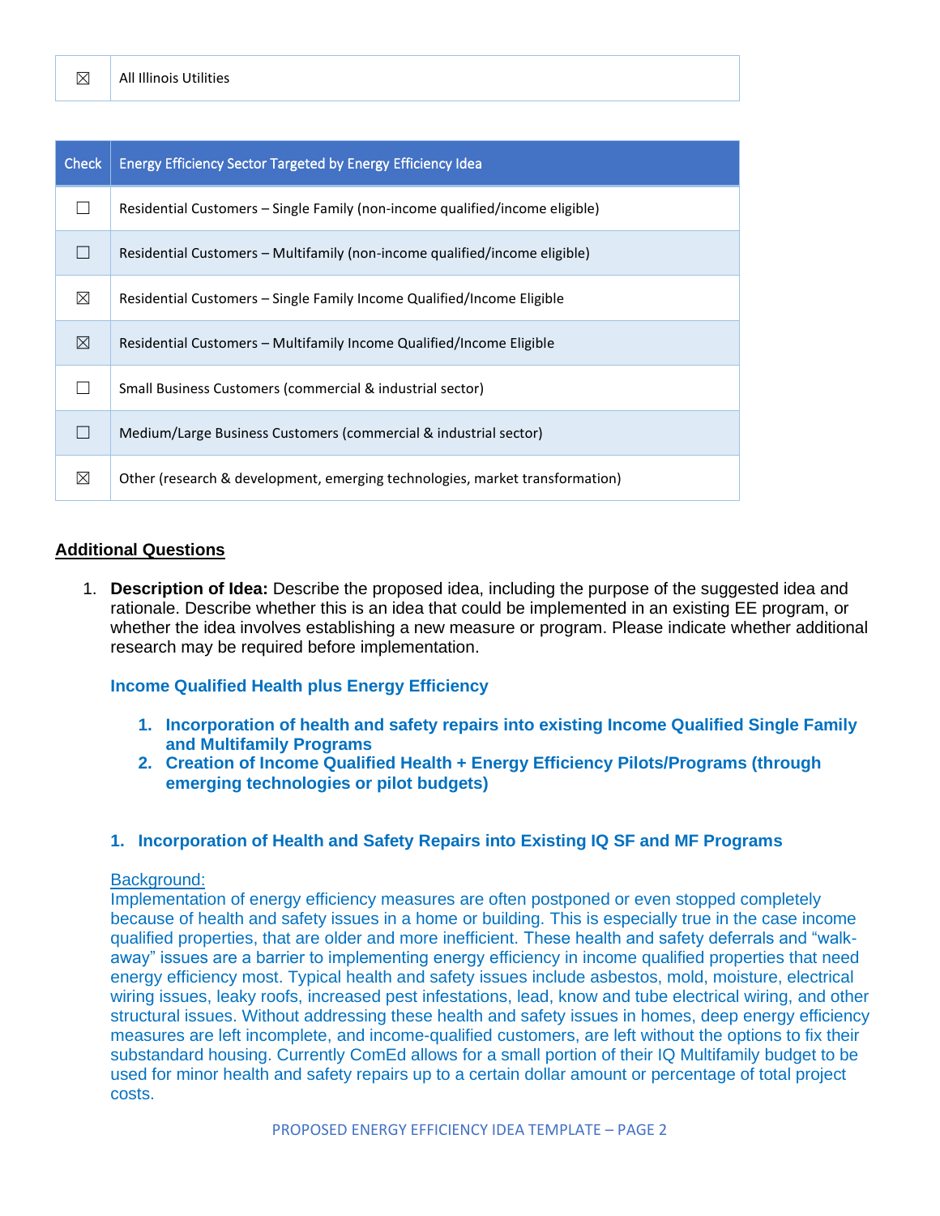| ☒ | All Illinois Utilities |
|---|---|

| Check | Energy Efficiency Sector Targeted by Energy Efficiency Idea |
|---|---|
| ☐ | Residential Customers – Single Family (non-income qualified/income eligible) |
| ☐ | Residential Customers – Multifamily (non-income qualified/income eligible) |
| ☒ | Residential Customers – Single Family Income Qualified/Income Eligible |
| ☒ | Residential Customers – Multifamily Income Qualified/Income Eligible |
| ☐ | Small Business Customers (commercial & industrial sector) |
| ☐ | Medium/Large Business Customers (commercial & industrial sector) |
| ☒ | Other (research & development, emerging technologies, market transformation) |

## Additional Questions

1. **Description of Idea:** Describe the proposed idea, including the purpose of the suggested idea and rationale. Describe whether this is an idea that could be implemented in an existing EE program, or whether the idea involves establishing a new measure or program. Please indicate whether additional research may be required before implementation.

   **Income Qualified Health plus Energy Efficiency**

   1. **Incorporation of health and safety repairs into existing Income Qualified Single Family and Multifamily Programs**
   2. **Creation of Income Qualified Health + Energy Efficiency Pilots/Programs (through emerging technologies or pilot budgets)**

   ### 1. Incorporation of Health and Safety Repairs into Existing IQ SF and MF Programs

   Background:
   Implementation of energy efficiency measures are often postponed or even stopped completely because of health and safety issues in a home or building. This is especially true in the case income qualified properties, that are older and more inefficient. These health and safety deferrals and "walk-away" issues are a barrier to implementing energy efficiency in income qualified properties that need energy efficiency most. Typical health and safety issues include asbestos, mold, moisture, electrical wiring issues, leaky roofs, increased pest infestations, lead, know and tube electrical wiring, and other structural issues. Without addressing these health and safety issues in homes, deep energy efficiency measures are left incomplete, and income-qualified customers, are left without the options to fix their substandard housing. Currently ComEd allows for a small portion of their IQ Multifamily budget to be used for minor health and safety repairs up to a certain dollar amount or percentage of total project costs.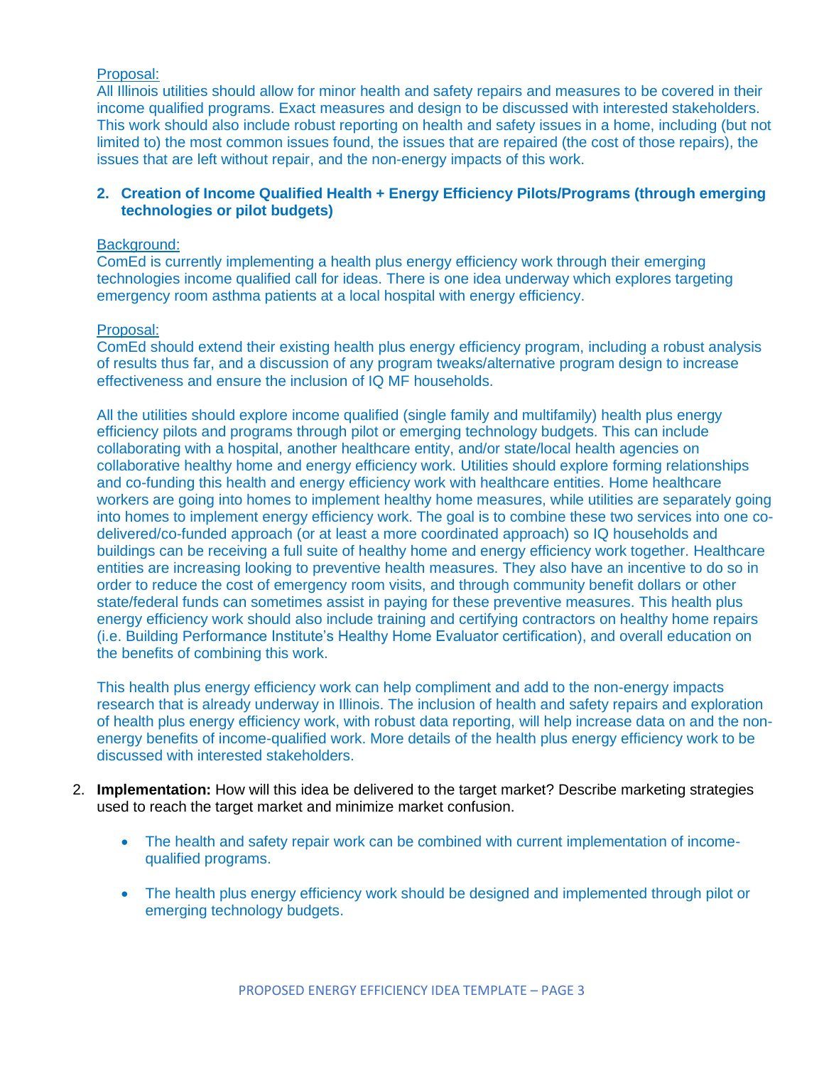Proposal:

All Illinois utilities should allow for minor health and safety repairs and measures to be covered in their income qualified programs. Exact measures and design to be discussed with interested stakeholders. This work should also include robust reporting on health and safety issues in a home, including (but not limited to) the most common issues found, the issues that are repaired (the cost of those repairs), the issues that are left without repair, and the non-energy impacts of this work.

**2. Creation of Income Qualified Health + Energy Efficiency Pilots/Programs (through emerging technologies or pilot budgets)**

Background:

ComEd is currently implementing a health plus energy efficiency work through their emerging technologies income qualified call for ideas. There is one idea underway which explores targeting emergency room asthma patients at a local hospital with energy efficiency.

Proposal:

ComEd should extend their existing health plus energy efficiency program, including a robust analysis of results thus far, and a discussion of any program tweaks/alternative program design to increase effectiveness and ensure the inclusion of IQ MF households.

All the utilities should explore income qualified (single family and multifamily) health plus energy efficiency pilots and programs through pilot or emerging technology budgets. This can include collaborating with a hospital, another healthcare entity, and/or state/local health agencies on collaborative healthy home and energy efficiency work. Utilities should explore forming relationships and co-funding this health and energy efficiency work with healthcare entities. Home healthcare workers are going into homes to implement healthy home measures, while utilities are separately going into homes to implement energy efficiency work. The goal is to combine these two services into one co-delivered/co-funded approach (or at least a more coordinated approach) so IQ households and buildings can be receiving a full suite of healthy home and energy efficiency work together. Healthcare entities are increasing looking to preventive health measures. They also have an incentive to do so in order to reduce the cost of emergency room visits, and through community benefit dollars or other state/federal funds can sometimes assist in paying for these preventive measures. This health plus energy efficiency work should also include training and certifying contractors on healthy home repairs (i.e. Building Performance Institute's Healthy Home Evaluator certification), and overall education on the benefits of combining this work.

This health plus energy efficiency work can help compliment and add to the non-energy impacts research that is already underway in Illinois. The inclusion of health and safety repairs and exploration of health plus energy efficiency work, with robust data reporting, will help increase data on and the non-energy benefits of income-qualified work. More details of the health plus energy efficiency work to be discussed with interested stakeholders.

2. **Implementation:** How will this idea be delivered to the target market? Describe marketing strategies used to reach the target market and minimize market confusion.

   - The health and safety repair work can be combined with current implementation of income-qualified programs.
   - The health plus energy efficiency work should be designed and implemented through pilot or emerging technology budgets.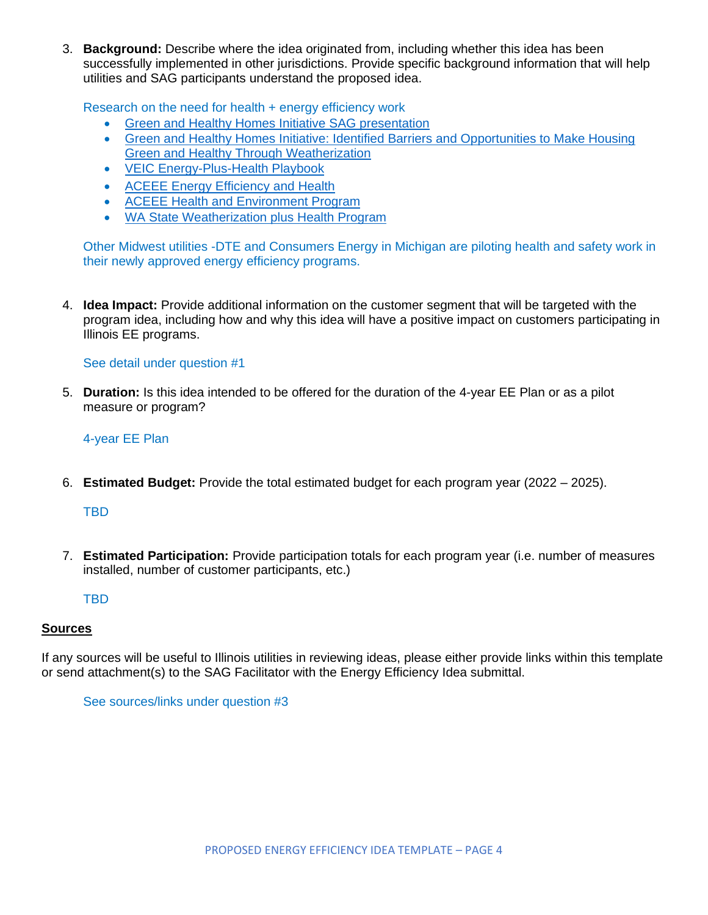3. **Background:** Describe where the idea originated from, including whether this idea has been successfully implemented in other jurisdictions. Provide specific background information that will help utilities and SAG participants understand the proposed idea.

   Research on the need for health + energy efficiency work

   - Green and Healthy Homes Initiative SAG presentation
   - Green and Healthy Homes Initiative: Identified Barriers and Opportunities to Make Housing Green and Healthy Through Weatherization
   - VEIC Energy-Plus-Health Playbook
   - ACEEE Energy Efficiency and Health
   - ACEEE Health and Environment Program
   - WA State Weatherization plus Health Program

   Other Midwest utilities -DTE and Consumers Energy in Michigan are piloting health and safety work in their newly approved energy efficiency programs.

4. **Idea Impact:** Provide additional information on the customer segment that will be targeted with the program idea, including how and why this idea will have a positive impact on customers participating in Illinois EE programs.

   See detail under question #1

5. **Duration:** Is this idea intended to be offered for the duration of the 4-year EE Plan or as a pilot measure or program?

   4-year EE Plan

6. **Estimated Budget:** Provide the total estimated budget for each program year (2022 – 2025).

   TBD

7. **Estimated Participation:** Provide participation totals for each program year (i.e. number of measures installed, number of customer participants, etc.)

   TBD

**Sources**

If any sources will be useful to Illinois utilities in reviewing ideas, please either provide links within this template or send attachment(s) to the SAG Facilitator with the Energy Efficiency Idea submittal.

See sources/links under question #3